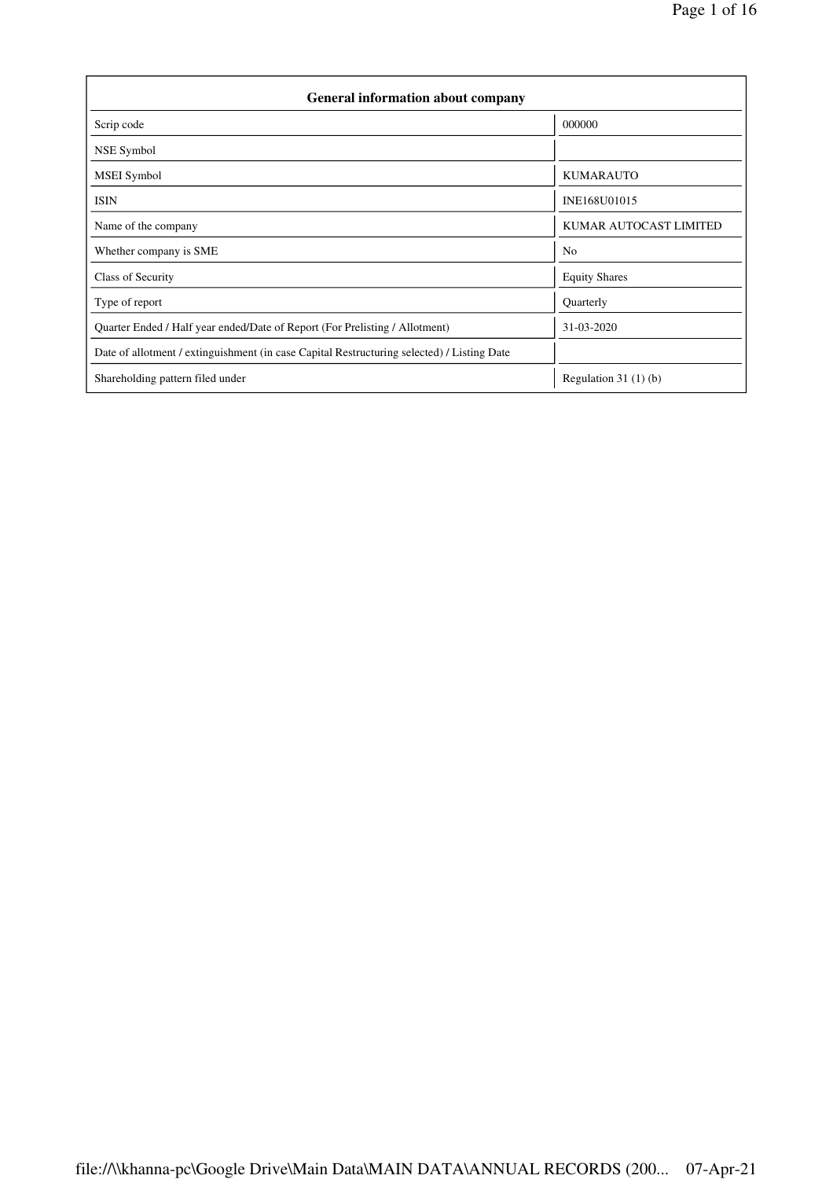| General information about company | |
|---|---|
| Scrip code | 000000 |
| NSE Symbol | |
| MSEI Symbol | KUMARAUTO |
| ISIN | INE168U01015 |
| Name of the company | KUMAR AUTOCAST LIMITED |
| Whether company is SME | No |
| Class of Security | Equity Shares |
| Type of report | Quarterly |
| Quarter Ended / Half year ended/Date of Report (For Prelisting / Allotment) | 31-03-2020 |
| Date of allotment / extinguishment (in case Capital Restructuring selected) / Listing Date | |
| Shareholding pattern filed under | Regulation 31 (1) (b) |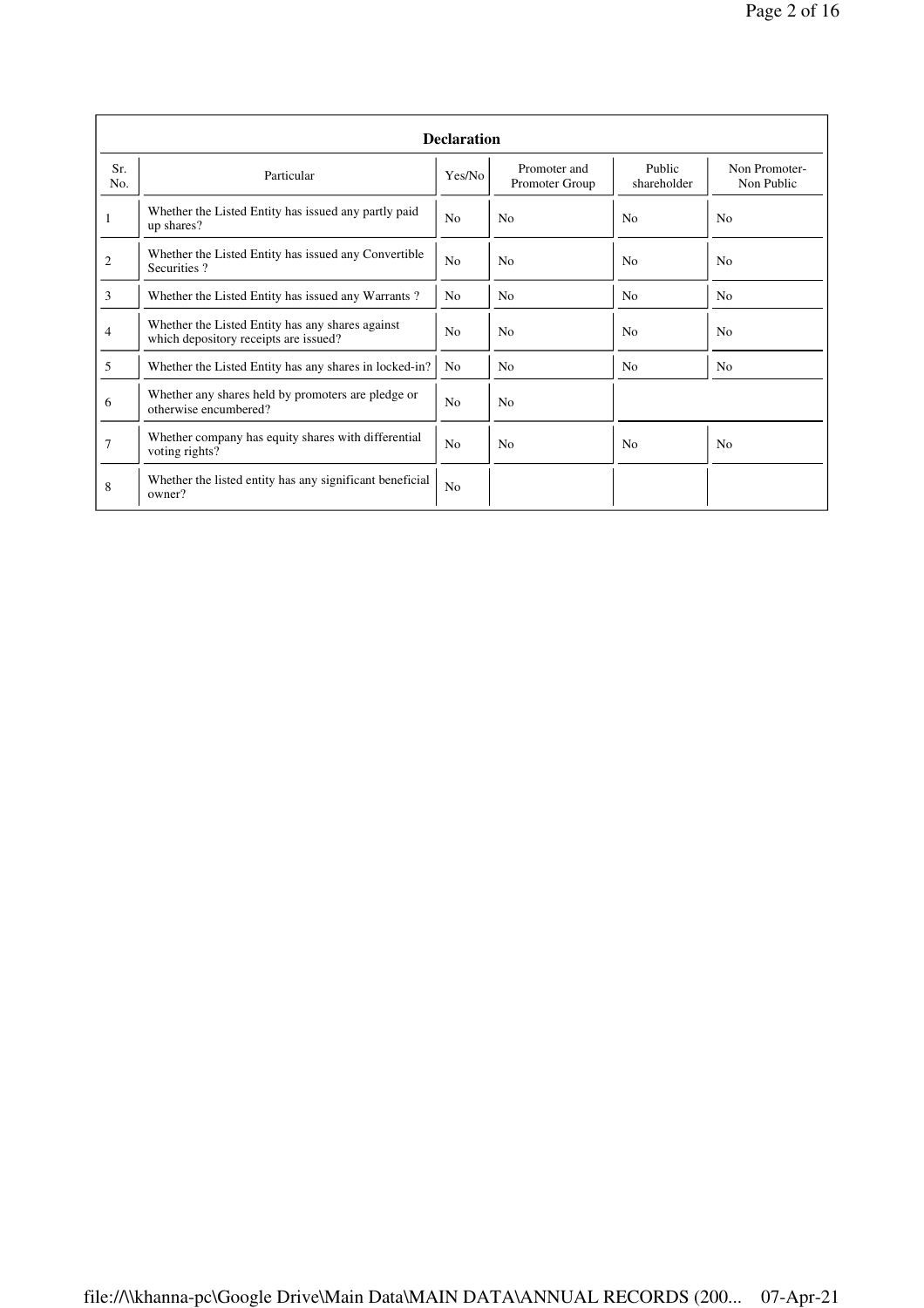| Declaration | | | | | |
|---|---|---|---|---|---|
| Sr. No. | Particular | Yes/No | Promoter and Promoter Group | Public shareholder | Non Promoter- Non Public |
| 1 | Whether the Listed Entity has issued any partly paid up shares? | No | No | No | No |
| 2 | Whether the Listed Entity has issued any Convertible Securities ? | No | No | No | No |
| 3 | Whether the Listed Entity has issued any Warrants ? | No | No | No | No |
| 4 | Whether the Listed Entity has any shares against which depository receipts are issued? | No | No | No | No |
| 5 | Whether the Listed Entity has any shares in locked-in? | No | No | No | No |
| 6 | Whether any shares held by promoters are pledge or otherwise encumbered? | No | No | | |
| 7 | Whether company has equity shares with differential voting rights? | No | No | No | No |
| 8 | Whether the listed entity has any significant beneficial owner? | No | | | |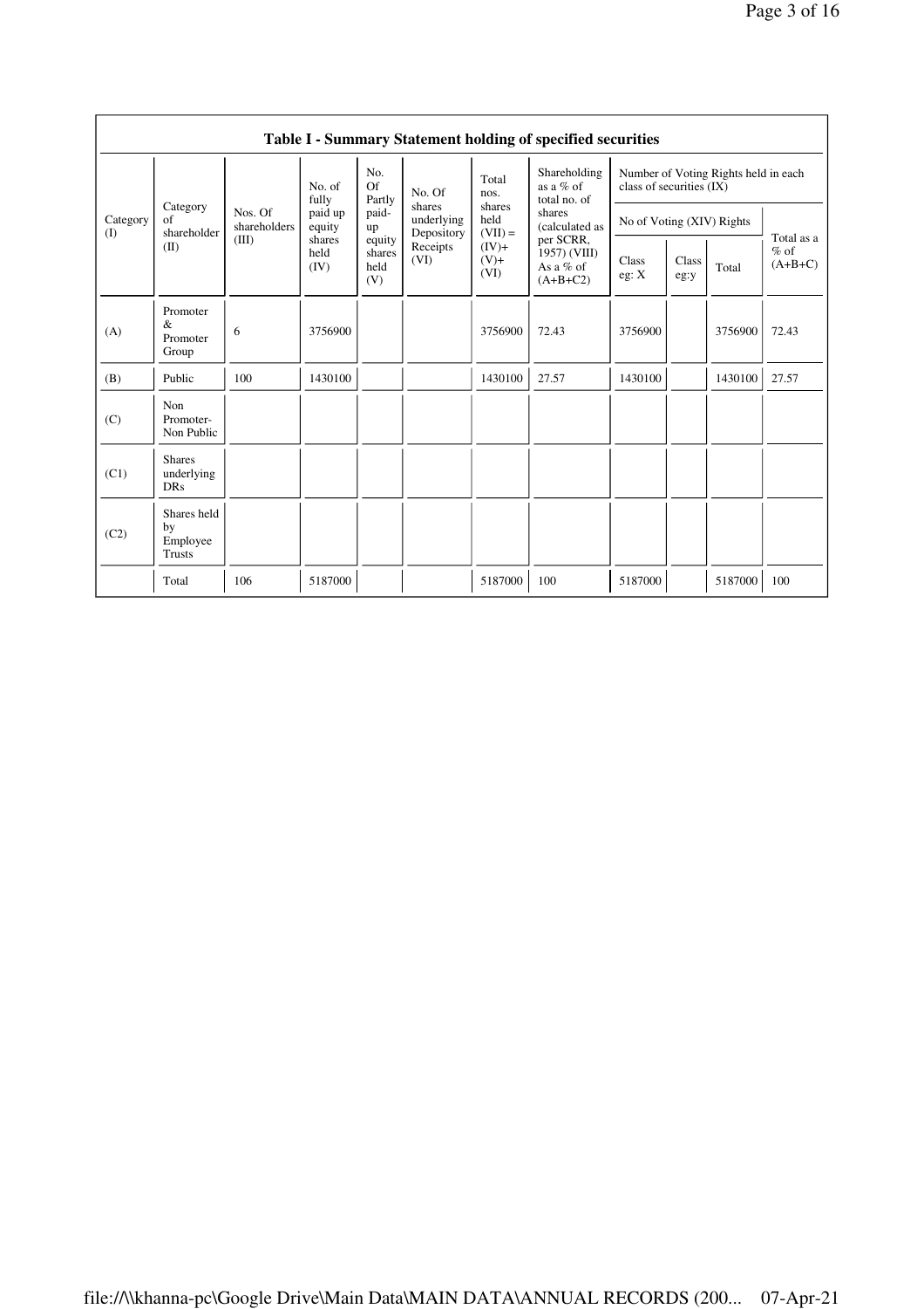| Table I - Summary Statement holding of specified securities | | | | | | | | | | | | |
|---|---|---|---|---|---|---|---|---|---|---|---|---|
| Category (I) | Category of shareholder (II) | Nos. Of shareholders (III) | No. of fully paid up equity shares held (IV) | No. Of Partly paid-up equity shares held (V) | No. Of shares underlying Depository Receipts (VI) | Total nos. shares held (VII) = (IV)+ (V)+ (VI) | Shareholding as a % of total no. of shares (calculated as per SCRR, 1957) (VIII) As a % of (A+B+C2) | Number of Voting Rights held in each class of securities (IX) | | | |
| | | | | | | | | No of Voting (XIV) Rights | | | Total as a % of (A+B+C) |
| | | | | | | | | Class eg: X | Class eg:y | Total | |
| (A) | Promoter & Promoter Group | 6 | 3756900 | | | 3756900 | 72.43 | 3756900 | | 3756900 | 72.43 |
| (B) | Public | 100 | 1430100 | | | 1430100 | 27.57 | 1430100 | | 1430100 | 27.57 |
| (C) | Non Promoter- Non Public | | | | | | | | | | |
| (C1) | Shares underlying DRs | | | | | | | | | | |
| (C2) | Shares held by Employee Trusts | | | | | | | | | | |
| | Total | 106 | 5187000 | | | 5187000 | 100 | 5187000 | | 5187000 | 100 |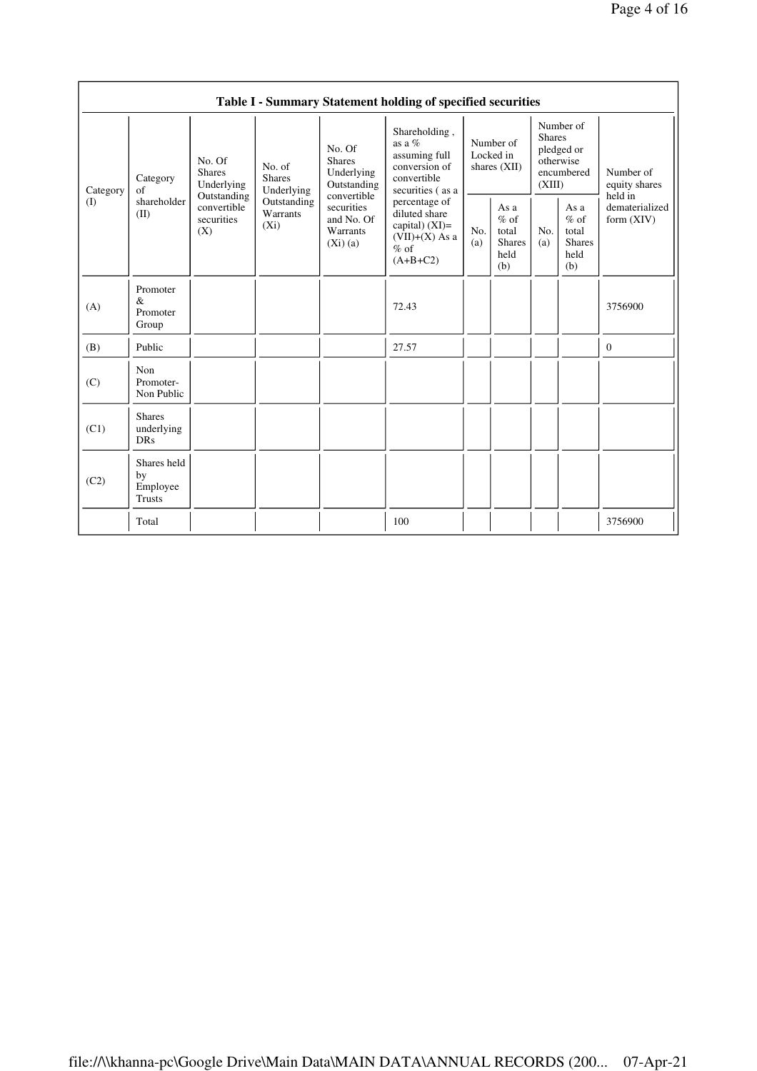**Table I - Summary Statement holding of specified securities**

| Category (I) | Category of shareholder (II) | No. Of Shares Underlying Outstanding convertible securities (X) | No. of Shares Underlying Outstanding Warrants (Xi) | No. Of Shares Underlying Outstanding convertible securities and No. Of Warrants (Xi) (a) | Shareholding , as a % assuming full conversion of convertible securities ( as a percentage of diluted share capital) (XI)= (VII)+(X) As a % of (A+B+C2) | Number of Locked in shares (XII) | | Number of Shares pledged or otherwise encumbered (XIII) | | Number of equity shares held in dematerialized form (XIV) |
|---|---|---|---|---|---|---|---|---|---|---|
| | | | | | | No. (a) | As a % of total Shares held (b) | No. (a) | As a % of total Shares held (b) | |
| (A) | Promoter & Promoter Group | | | | 72.43 | | | | | 3756900 |
| (B) | Public | | | | 27.57 | | | | | 0 |
| (C) | Non Promoter- Non Public | | | | | | | | | |
| (C1) | Shares underlying DRs | | | | | | | | | |
| (C2) | Shares held by Employee Trusts | | | | | | | | | |
| | Total | | | | 100 | | | | | 3756900 |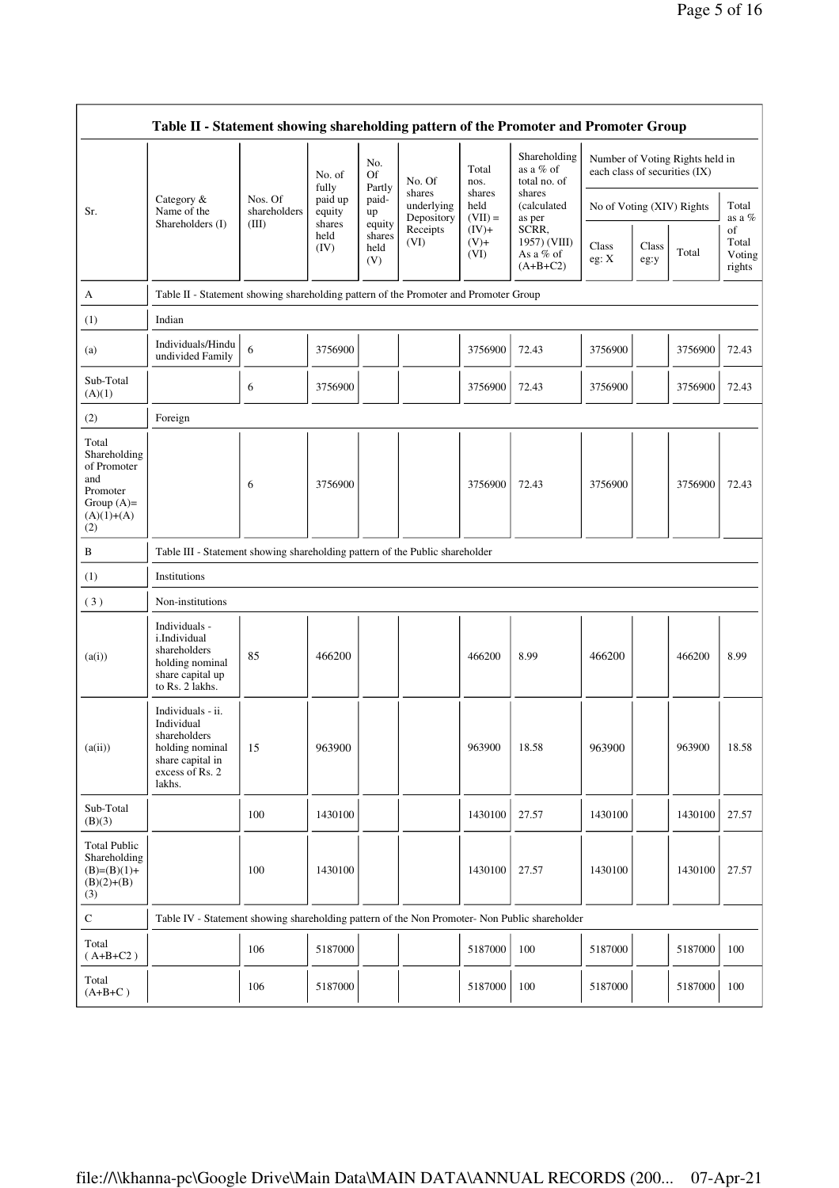| Table II - Statement showing shareholding pattern of the Promoter and Promoter Group | | | | | | | | | | | | |
|---|---|---|---|---|---|---|---|---|---|---|---|---|
| Sr. | Category & Name of the Shareholders (I) | Nos. Of shareholders (III) | No. of fully paid up equity shares held (IV) | No. Of Partly paid-up equity shares held (V) | No. Of shares underlying Depository Receipts (VI) | Total nos. shares held (VII) = (IV)+ (V)+ (VI) | Shareholding as a % of total no. of shares (calculated as per SCRR, 1957) (VIII) As a % of (A+B+C2) | Number of Voting Rights held in each class of securities (IX) | | | |
| | | | | | | | | No of Voting (XIV) Rights | | | Total as a % of Total Voting rights |
| | | | | | | | | Class eg: X | Class eg:y | Total | |
| A | Table II - Statement showing shareholding pattern of the Promoter and Promoter Group | | | | | | | | | | |
| (1) | Indian | | | | | | | | | | |
| (a) | Individuals/Hindu undivided Family | 6 | 3756900 | | | 3756900 | 72.43 | 3756900 | | 3756900 | 72.43 |
| Sub-Total (A)(1) | | 6 | 3756900 | | | 3756900 | 72.43 | 3756900 | | 3756900 | 72.43 |
| (2) | Foreign | | | | | | | | | | |
| Total Shareholding of Promoter and Promoter Group (A)= (A)(1)+(A)(2) | | 6 | 3756900 | | | 3756900 | 72.43 | 3756900 | | 3756900 | 72.43 |
| B | Table III - Statement showing shareholding pattern of the Public shareholder | | | | | | | | | | |
| (1) | Institutions | | | | | | | | | | |
| (3) | Non-institutions | | | | | | | | | | |
| (a(i)) | Individuals - i.Individual shareholders holding nominal share capital up to Rs. 2 lakhs. | 85 | 466200 | | | 466200 | 8.99 | 466200 | | 466200 | 8.99 |
| (a(ii)) | Individuals - ii. Individual shareholders holding nominal share capital in excess of Rs. 2 lakhs. | 15 | 963900 | | | 963900 | 18.58 | 963900 | | 963900 | 18.58 |
| Sub-Total (B)(3) | | 100 | 1430100 | | | 1430100 | 27.57 | 1430100 | | 1430100 | 27.57 |
| Total Public Shareholding (B)=(B)(1)+(B)(2)+(B)(3) | | 100 | 1430100 | | | 1430100 | 27.57 | 1430100 | | 1430100 | 27.57 |
| C | Table IV - Statement showing shareholding pattern of the Non Promoter- Non Public shareholder | | | | | | | | | | |
| Total ( A+B+C2 ) | | 106 | 5187000 | | | 5187000 | 100 | 5187000 | | 5187000 | 100 |
| Total (A+B+C ) | | 106 | 5187000 | | | 5187000 | 100 | 5187000 | | 5187000 | 100 |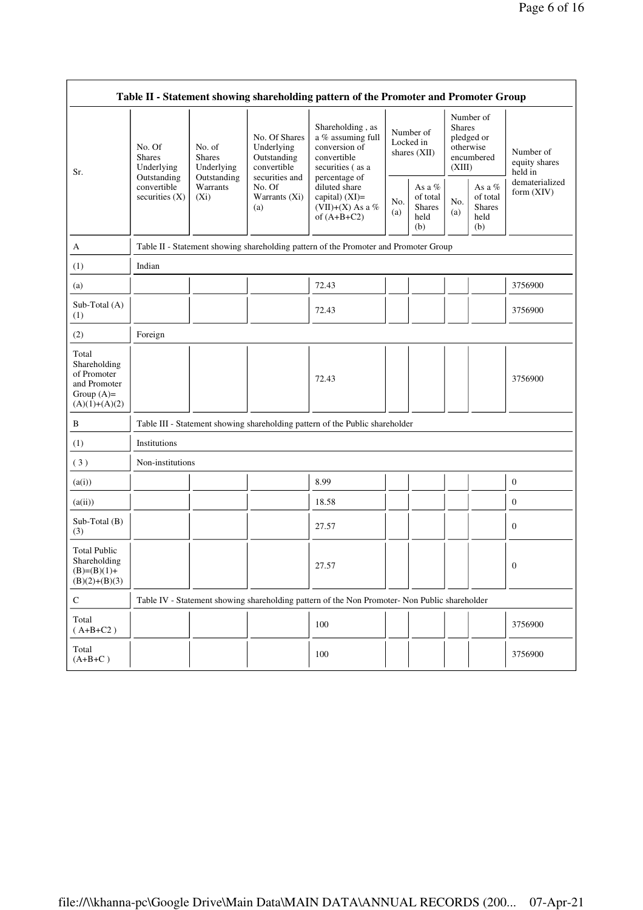| Table II - Statement showing shareholding pattern of the Promoter and Promoter Group | | | | | | | | | |
|---|---|---|---|---|---|---|---|---|---|
| Sr. | No. Of Shares Underlying Outstanding convertible securities (X) | No. of Shares Underlying Outstanding Warrants (Xi) | No. Of Shares Underlying Outstanding convertible securities and No. Of Warrants (Xi) (a) | Shareholding , as a % assuming full conversion of convertible securities ( as a percentage of diluted share capital) (XI)= (VII)+(X) As a % of (A+B+C2) | Number of Locked in shares (XII) | | Number of Shares pledged or otherwise encumbered (XIII) | | Number of equity shares held in dematerialized form (XIV) |
| | | | | | No. (a) | As a % of total Shares held (b) | No. (a) | As a % of total Shares held (b) | |
| A | Table II - Statement showing shareholding pattern of the Promoter and Promoter Group | | | | | | | | |
| (1) | Indian | | | | | | | | |
| (a) | | | | 72.43 | | | | | 3756900 |
| Sub-Total (A) (1) | | | | 72.43 | | | | | 3756900 |
| (2) | Foreign | | | | | | | | |
| Total Shareholding of Promoter and Promoter Group (A)= (A)(1)+(A)(2) | | | | 72.43 | | | | | 3756900 |
| B | Table III - Statement showing shareholding pattern of the Public shareholder | | | | | | | | |
| (1) | Institutions | | | | | | | | |
| ( 3 ) | Non-institutions | | | | | | | | |
| (a(i)) | | | | 8.99 | | | | | 0 |
| (a(ii)) | | | | 18.58 | | | | | 0 |
| Sub-Total (B) (3) | | | | 27.57 | | | | | 0 |
| Total Public Shareholding (B)=(B)(1)+ (B)(2)+(B)(3) | | | | 27.57 | | | | | 0 |
| C | Table IV - Statement showing shareholding pattern of the Non Promoter- Non Public shareholder | | | | | | | | |
| Total ( A+B+C2 ) | | | | 100 | | | | | 3756900 |
| Total (A+B+C ) | | | | 100 | | | | | 3756900 |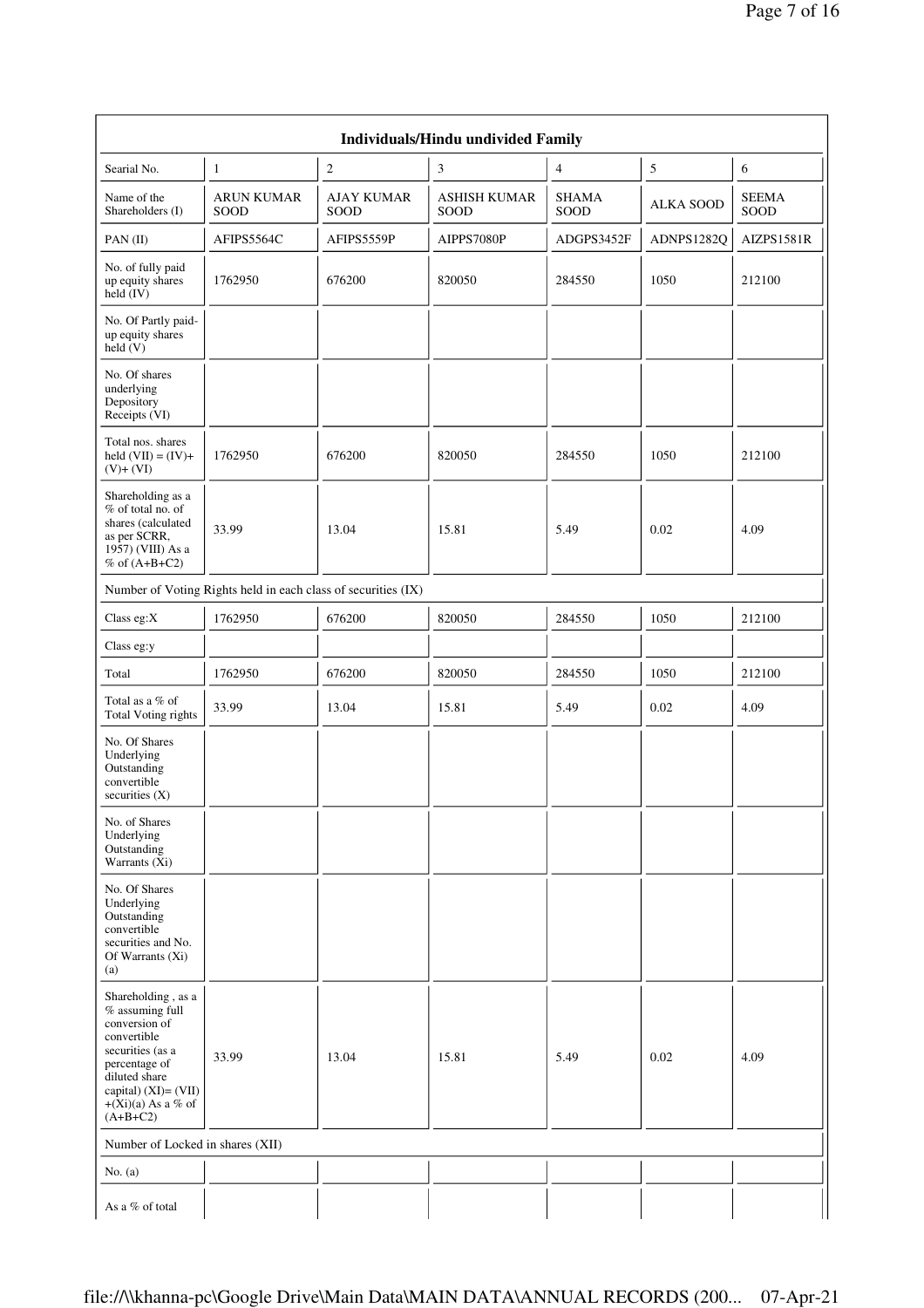| Individuals/Hindu undivided Family | | | | | | |
|---|---|---|---|---|---|---|
| Searial No. | 1 | 2 | 3 | 4 | 5 | 6 |
| Name of the Shareholders (I) | ARUN KUMAR SOOD | AJAY KUMAR SOOD | ASHISH KUMAR SOOD | SHAMA SOOD | ALKA SOOD | SEEMA SOOD |
| PAN (II) | AFIPS5564C | AFIPS5559P | AIPPS7080P | ADGPS3452F | ADNPS1282Q | AIZPS1581R |
| No. of fully paid up equity shares held (IV) | 1762950 | 676200 | 820050 | 284550 | 1050 | 212100 |
| No. Of Partly paid-up equity shares held (V) | | | | | | |
| No. Of shares underlying Depository Receipts (VI) | | | | | | |
| Total nos. shares held (VII) = (IV)+ (V)+ (VI) | 1762950 | 676200 | 820050 | 284550 | 1050 | 212100 |
| Shareholding as a % of total no. of shares (calculated as per SCRR, 1957) (VIII) As a % of (A+B+C2) | 33.99 | 13.04 | 15.81 | 5.49 | 0.02 | 4.09 |
| Number of Voting Rights held in each class of securities (IX) | | | | | | |
| Class eg:X | 1762950 | 676200 | 820050 | 284550 | 1050 | 212100 |
| Class eg:y | | | | | | |
| Total | 1762950 | 676200 | 820050 | 284550 | 1050 | 212100 |
| Total as a % of Total Voting rights | 33.99 | 13.04 | 15.81 | 5.49 | 0.02 | 4.09 |
| No. Of Shares Underlying Outstanding convertible securities (X) | | | | | | |
| No. of Shares Underlying Outstanding Warrants (Xi) | | | | | | |
| No. Of Shares Underlying Outstanding convertible securities and No. Of Warrants (Xi) (a) | | | | | | |
| Shareholding , as a % assuming full conversion of convertible securities (as a percentage of diluted share capital) (XI)= (VII) +(Xi)(a) As a % of (A+B+C2) | 33.99 | 13.04 | 15.81 | 5.49 | 0.02 | 4.09 |
| Number of Locked in shares (XII) | | | | | | |
| No. (a) | | | | | | |
| As a % of total | | | | | | |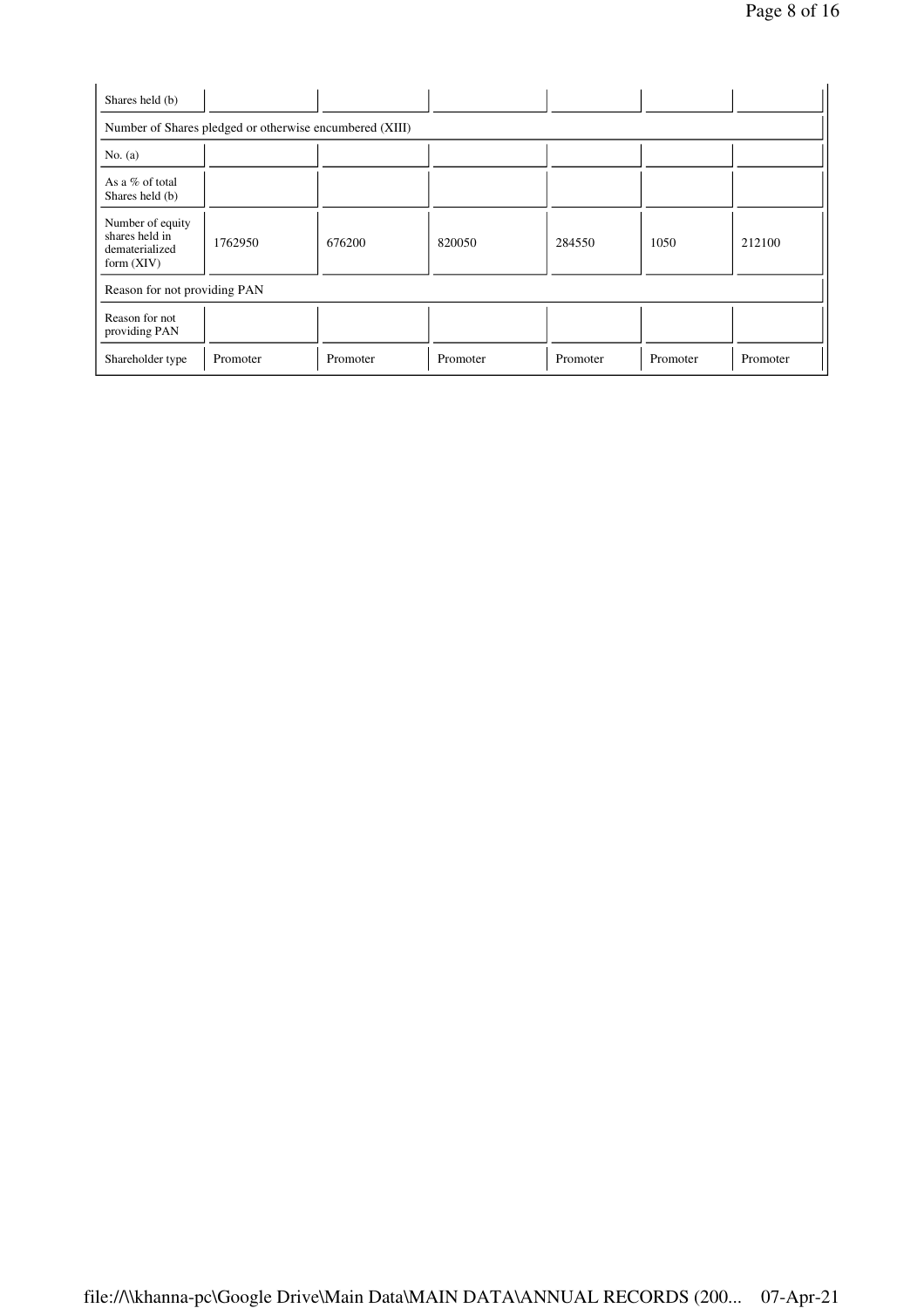| Shares held (b) | | | | | | |
|---|---|---|---|---|---|---|
| Number of Shares pledged or otherwise encumbered (XIII) | | | | | | |
| No. (a) | | | | | | |
| As a % of total Shares held (b) | | | | | | |
| Number of equity shares held in dematerialized form (XIV) | 1762950 | 676200 | 820050 | 284550 | 1050 | 212100 |
| Reason for not providing PAN | | | | | | |
| Reason for not providing PAN | | | | | | |
| Shareholder type | Promoter | Promoter | Promoter | Promoter | Promoter | Promoter |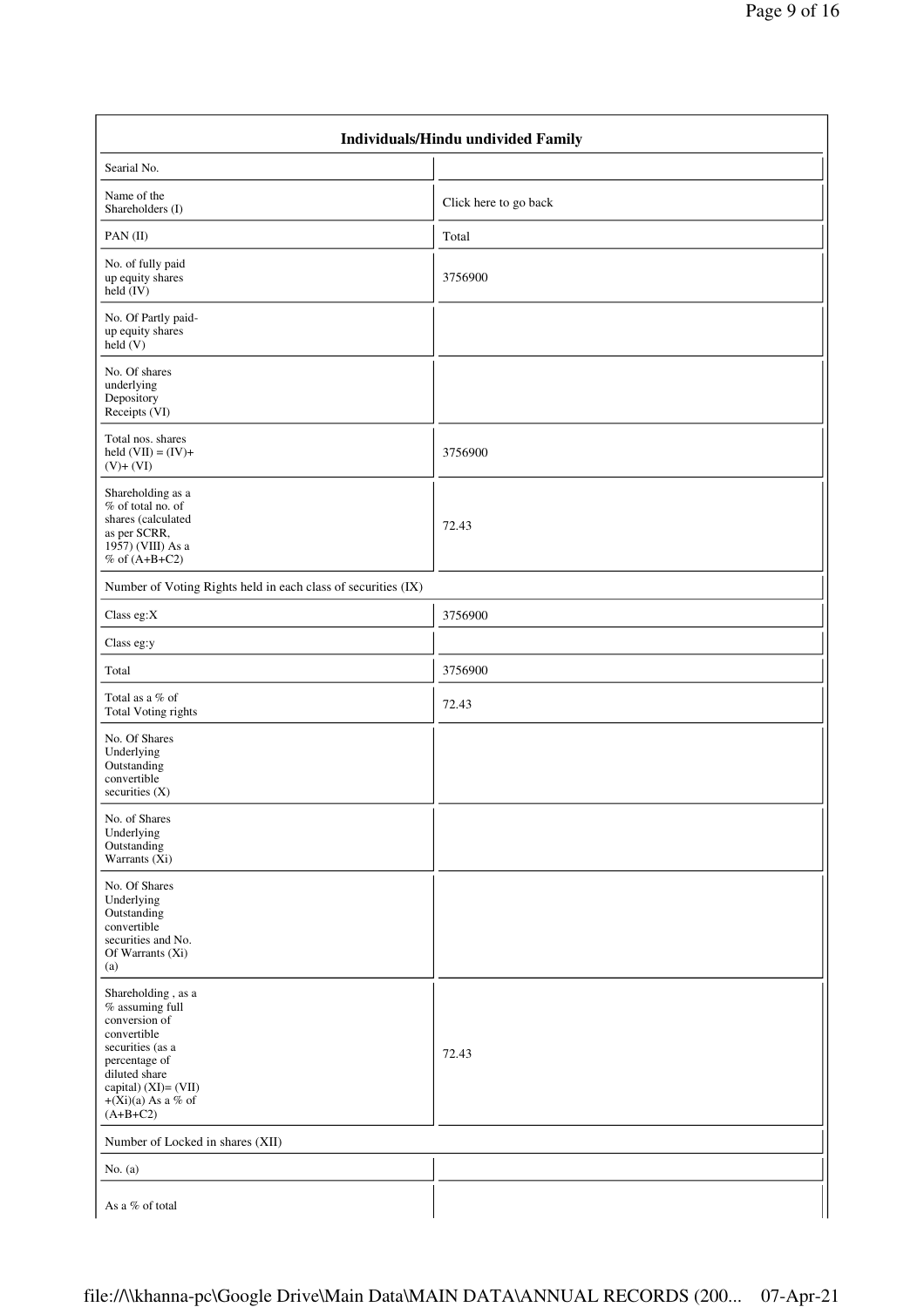| Individuals/Hindu undivided Family | |
|---|---|
| Searial No. | |
| Name of the Shareholders (I) | Click here to go back |
| PAN (II) | Total |
| No. of fully paid up equity shares held (IV) | 3756900 |
| No. Of Partly paid-up equity shares held (V) | |
| No. Of shares underlying Depository Receipts (VI) | |
| Total nos. shares held (VII) = (IV)+ (V)+ (VI) | 3756900 |
| Shareholding as a % of total no. of shares (calculated as per SCRR, 1957) (VIII) As a % of (A+B+C2) | 72.43 |
| Number of Voting Rights held in each class of securities (IX) | |
| Class eg:X | 3756900 |
| Class eg:y | |
| Total | 3756900 |
| Total as a % of Total Voting rights | 72.43 |
| No. Of Shares Underlying Outstanding convertible securities (X) | |
| No. of Shares Underlying Outstanding Warrants (Xi) | |
| No. Of Shares Underlying Outstanding convertible securities and No. Of Warrants (Xi) (a) | |
| Shareholding , as a % assuming full conversion of convertible securities (as a percentage of diluted share capital) (XI)= (VII)+(Xi)(a) As a % of (A+B+C2) | 72.43 |
| Number of Locked in shares (XII) | |
| No. (a) | |
| As a % of total | |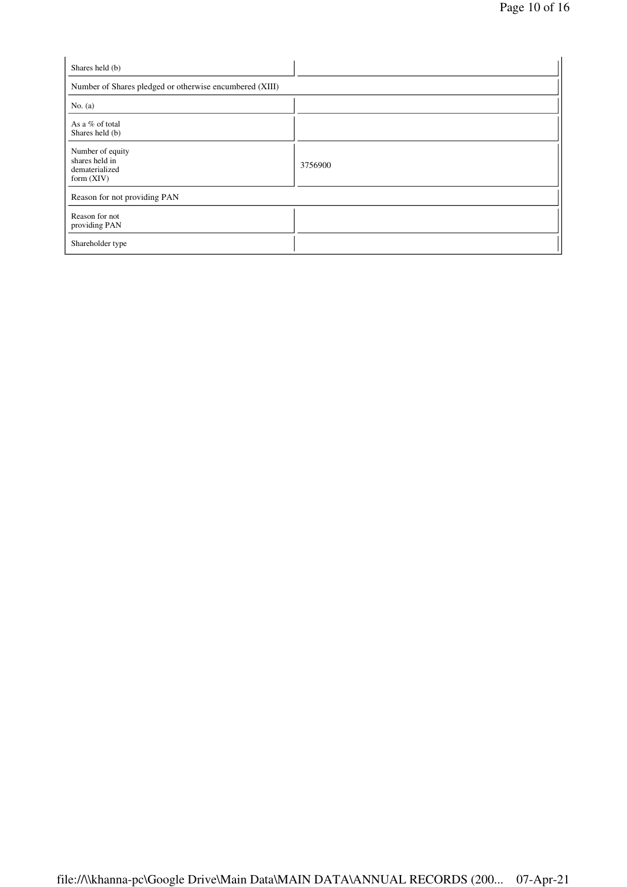| | |
|---|---|
| Shares held (b) | |
| Number of Shares pledged or otherwise encumbered (XIII) | |
| No. (a) | |
| As a % of total Shares held (b) | |
| Number of equity shares held in dematerialized form (XIV) | 3756900 |
| Reason for not providing PAN | |
| Reason for not providing PAN | |
| Shareholder type | |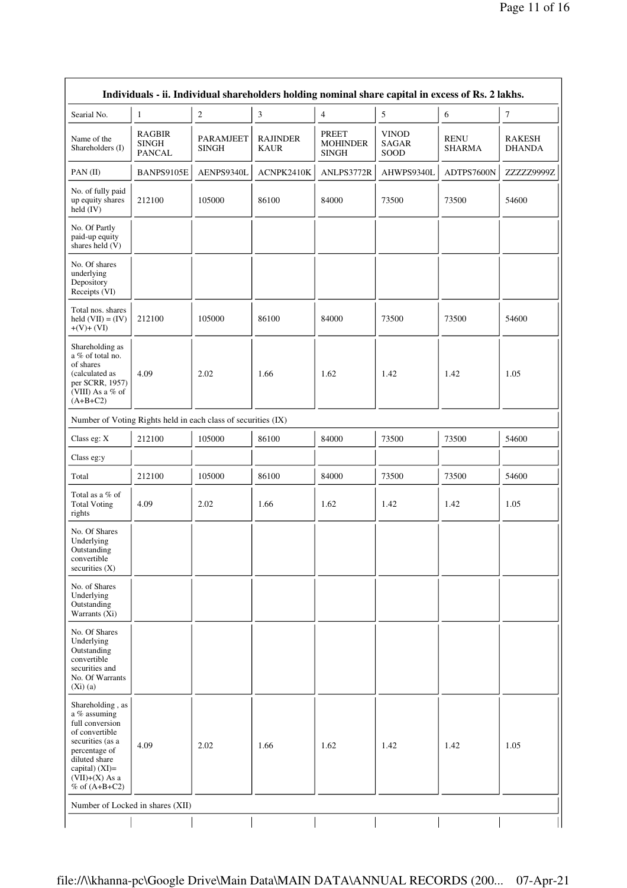| Individuals - ii. Individual shareholders holding nominal share capital in excess of Rs. 2 lakhs. | | | | | | | |
|---|---|---|---|---|---|---|---|
| Searial No. | 1 | 2 | 3 | 4 | 5 | 6 | 7 |
| Name of the Shareholders (I) | RAGBIR SINGH PANCAL | PARAMJEET SINGH | RAJINDER KAUR | PREET MOHINDER SINGH | VINOD SAGAR SOOD | RENU SHARMA | RAKESH DHANDA |
| PAN (II) | BANPS9105E | AENPS9340L | ACNPK2410K | ANLPS3772R | AHWPS9340L | ADTPS7600N | ZZZZZ9999Z |
| No. of fully paid up equity shares held (IV) | 212100 | 105000 | 86100 | 84000 | 73500 | 73500 | 54600 |
| No. Of Partly paid-up equity shares held (V) | | | | | | | |
| No. Of shares underlying Depository Receipts (VI) | | | | | | | |
| Total nos. shares held (VII) = (IV) +(V)+ (VI) | 212100 | 105000 | 86100 | 84000 | 73500 | 73500 | 54600 |
| Shareholding as a % of total no. of shares (calculated as per SCRR, 1957) (VIII) As a % of (A+B+C2) | 4.09 | 2.02 | 1.66 | 1.62 | 1.42 | 1.42 | 1.05 |
| Number of Voting Rights held in each class of securities (IX) | | | | | | | |
| Class eg: X | 212100 | 105000 | 86100 | 84000 | 73500 | 73500 | 54600 |
| Class eg:y | | | | | | | |
| Total | 212100 | 105000 | 86100 | 84000 | 73500 | 73500 | 54600 |
| Total as a % of Total Voting rights | 4.09 | 2.02 | 1.66 | 1.62 | 1.42 | 1.42 | 1.05 |
| No. Of Shares Underlying Outstanding convertible securities (X) | | | | | | | |
| No. of Shares Underlying Outstanding Warrants (Xi) | | | | | | | |
| No. Of Shares Underlying Outstanding convertible securities and No. Of Warrants (Xi) (a) | | | | | | | |
| Shareholding , as a % assuming full conversion of convertible securities (as a percentage of diluted share capital) (XI)= (VII)+(X) As a % of (A+B+C2) | 4.09 | 2.02 | 1.66 | 1.62 | 1.42 | 1.42 | 1.05 |
| Number of Locked in shares (XII) | | | | | | | |
| | | | | | | | |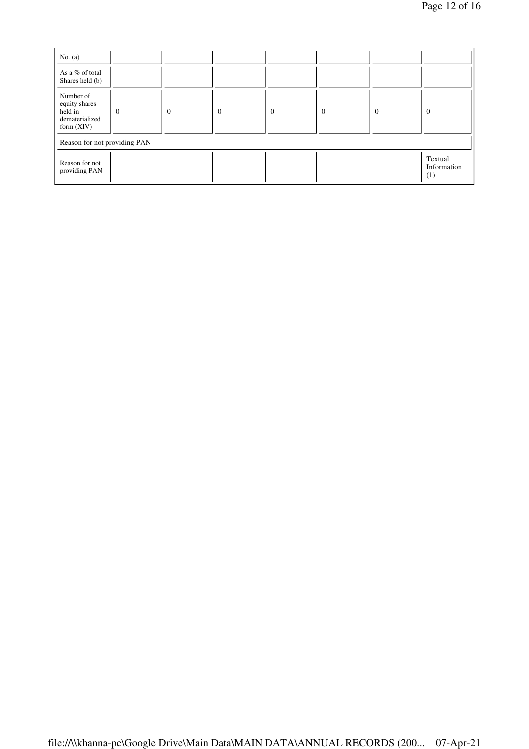| | | | | | | | |
|---|---|---|---|---|---|---|---|
| No. (a) | | | | | | | |
| As a % of total Shares held (b) | | | | | | | |
| Number of equity shares held in dematerialized form (XIV) | 0 | 0 | 0 | 0 | 0 | 0 | 0 |
| Reason for not providing PAN | | | | | | | |
| Reason for not providing PAN | | | | | | | Textual Information (1) |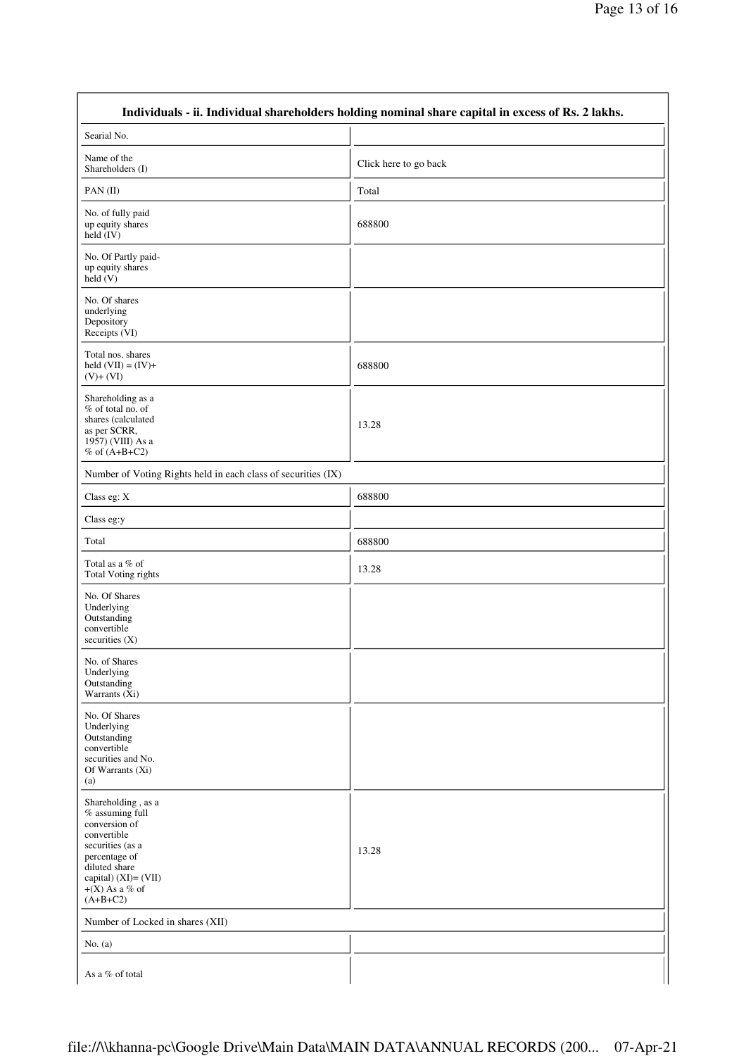| Individuals - ii. Individual shareholders holding nominal share capital in excess of Rs. 2 lakhs. | |
|---|---|
| Searial No. | |
| Name of the Shareholders (I) | Click here to go back |
| PAN (II) | Total |
| No. of fully paid up equity shares held (IV) | 688800 |
| No. Of Partly paid-up equity shares held (V) | |
| No. Of shares underlying Depository Receipts (VI) | |
| Total nos. shares held (VII) = (IV)+ (V)+ (VI) | 688800 |
| Shareholding as a % of total no. of shares (calculated as per SCRR, 1957) (VIII) As a % of (A+B+C2) | 13.28 |
| Number of Voting Rights held in each class of securities (IX) | |
| Class eg: X | 688800 |
| Class eg:y | |
| Total | 688800 |
| Total as a % of Total Voting rights | 13.28 |
| No. Of Shares Underlying Outstanding convertible securities (X) | |
| No. of Shares Underlying Outstanding Warrants (Xi) | |
| No. Of Shares Underlying Outstanding convertible securities and No. Of Warrants (Xi) (a) | |
| Shareholding , as a % assuming full conversion of convertible securities (as a percentage of diluted share capital) (XI)= (VII) +(X) As a % of (A+B+C2) | 13.28 |
| Number of Locked in shares (XII) | |
| No. (a) | |
| As a % of total | |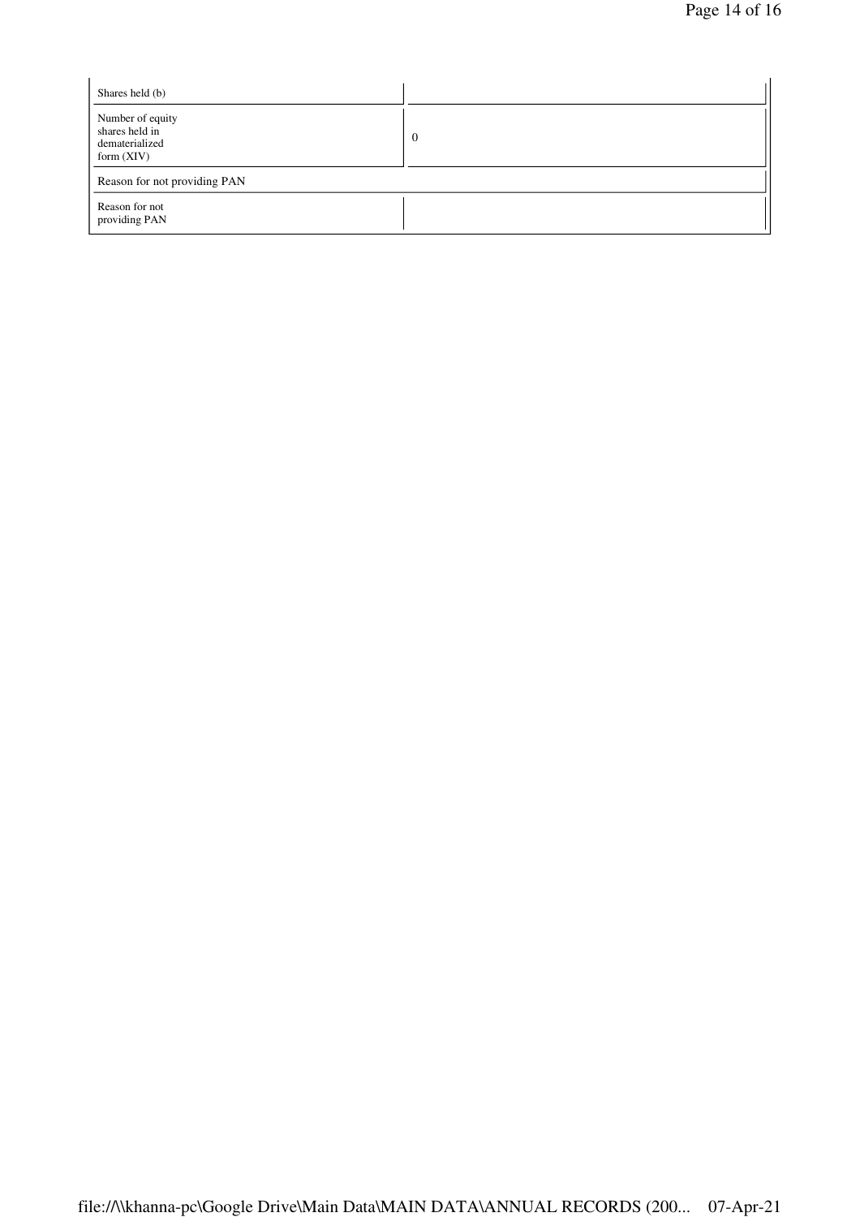| Shares held (b) | |
|---|---|
| Number of equity shares held in dematerialized form (XIV) | 0 |
| Reason for not providing PAN | |
| Reason for not providing PAN | |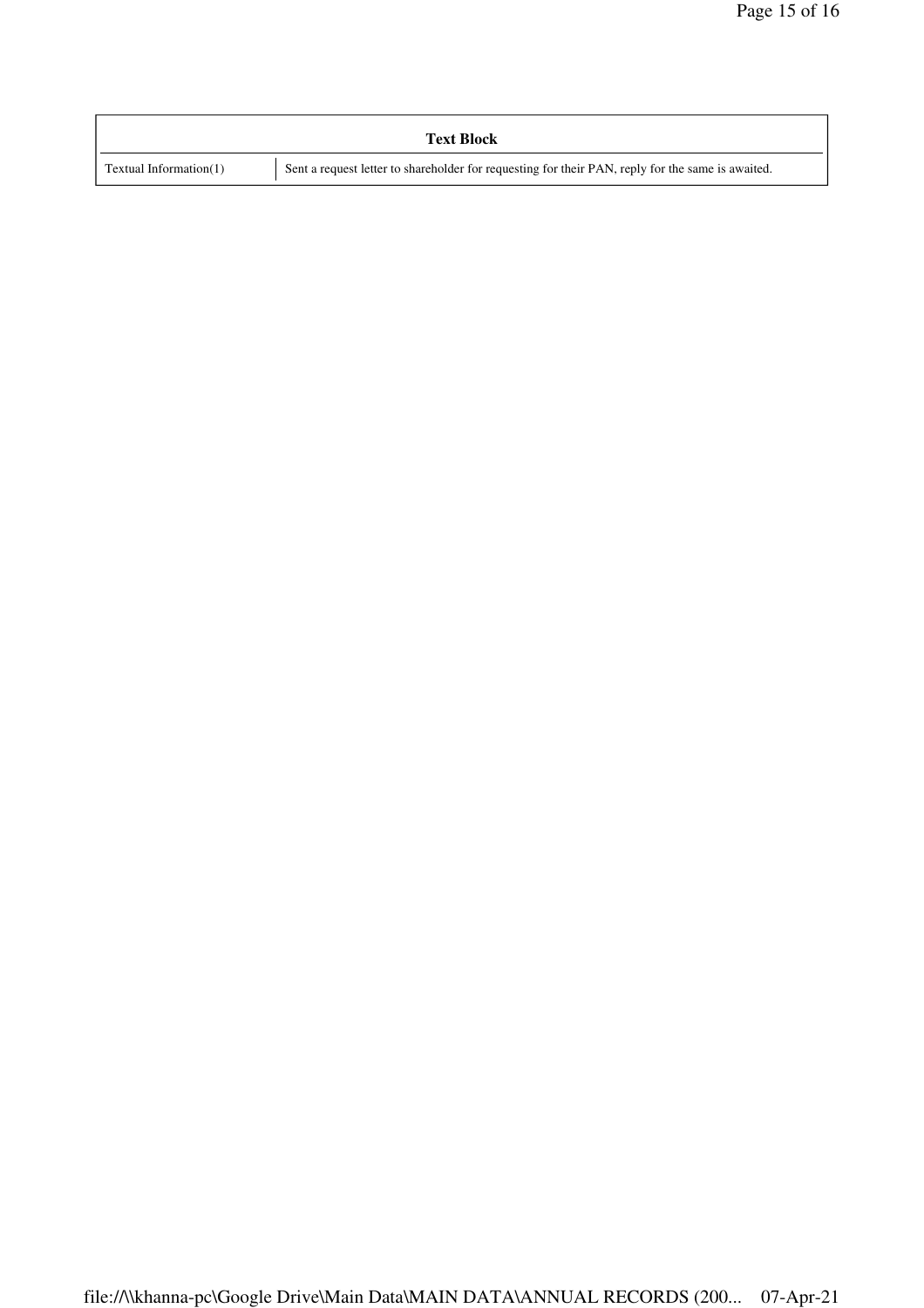| Text Block | |
|---|---|
| Textual Information(1) | Sent a request letter to shareholder for requesting for their PAN, reply for the same is awaited. |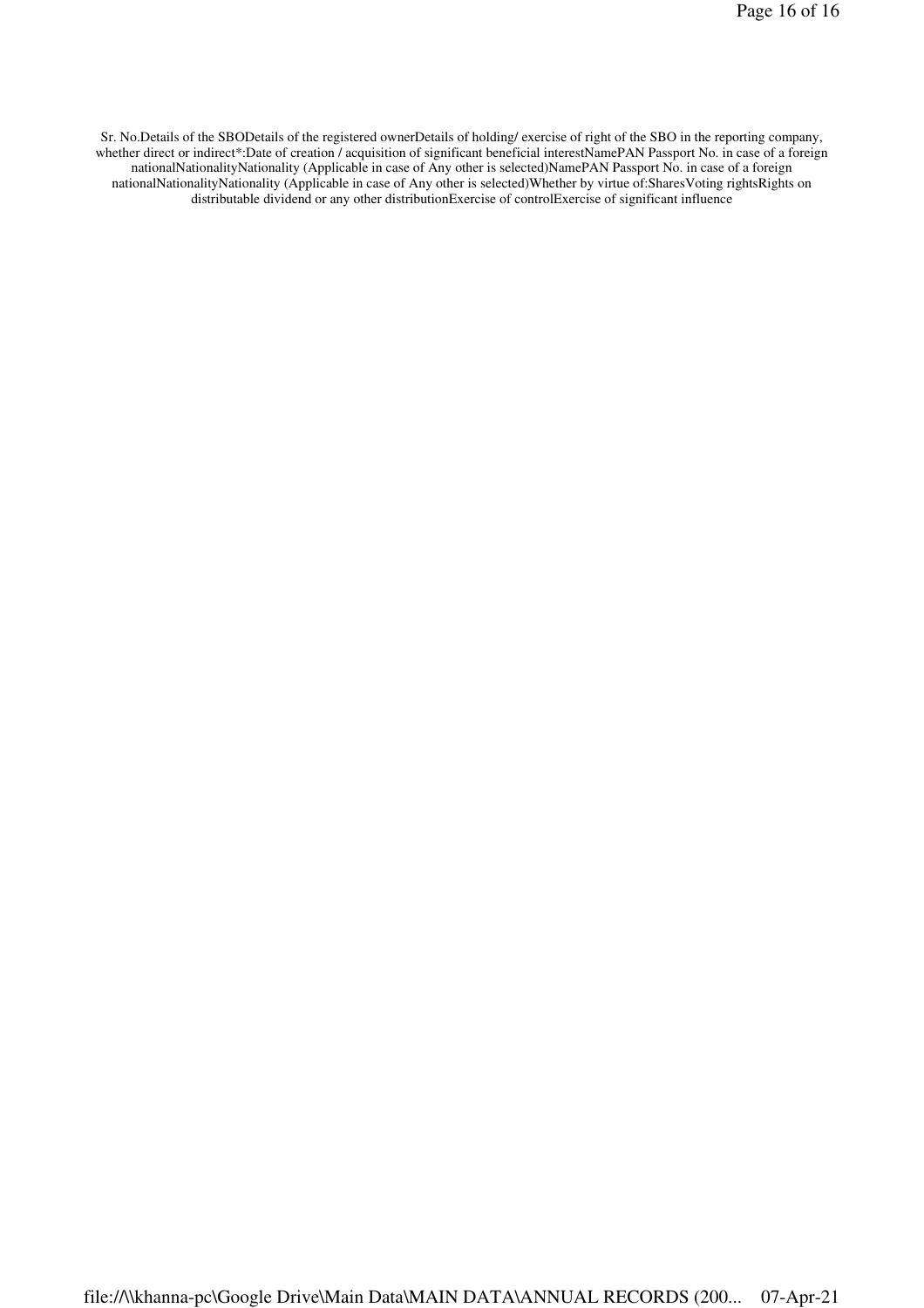Sr. No.Details of the SBODetails of the registered ownerDetails of holding/ exercise of right of the SBO in the reporting company, whether direct or indirect*:Date of creation / acquisition of significant beneficial interestNamePAN Passport No. in case of a foreign nationalNationalityNationality (Applicable in case of Any other is selected)NamePAN Passport No. in case of a foreign nationalNationalityNationality (Applicable in case of Any other is selected)Whether by virtue of:SharesVoting rightsRights on distributable dividend or any other distributionExercise of controlExercise of significant influence